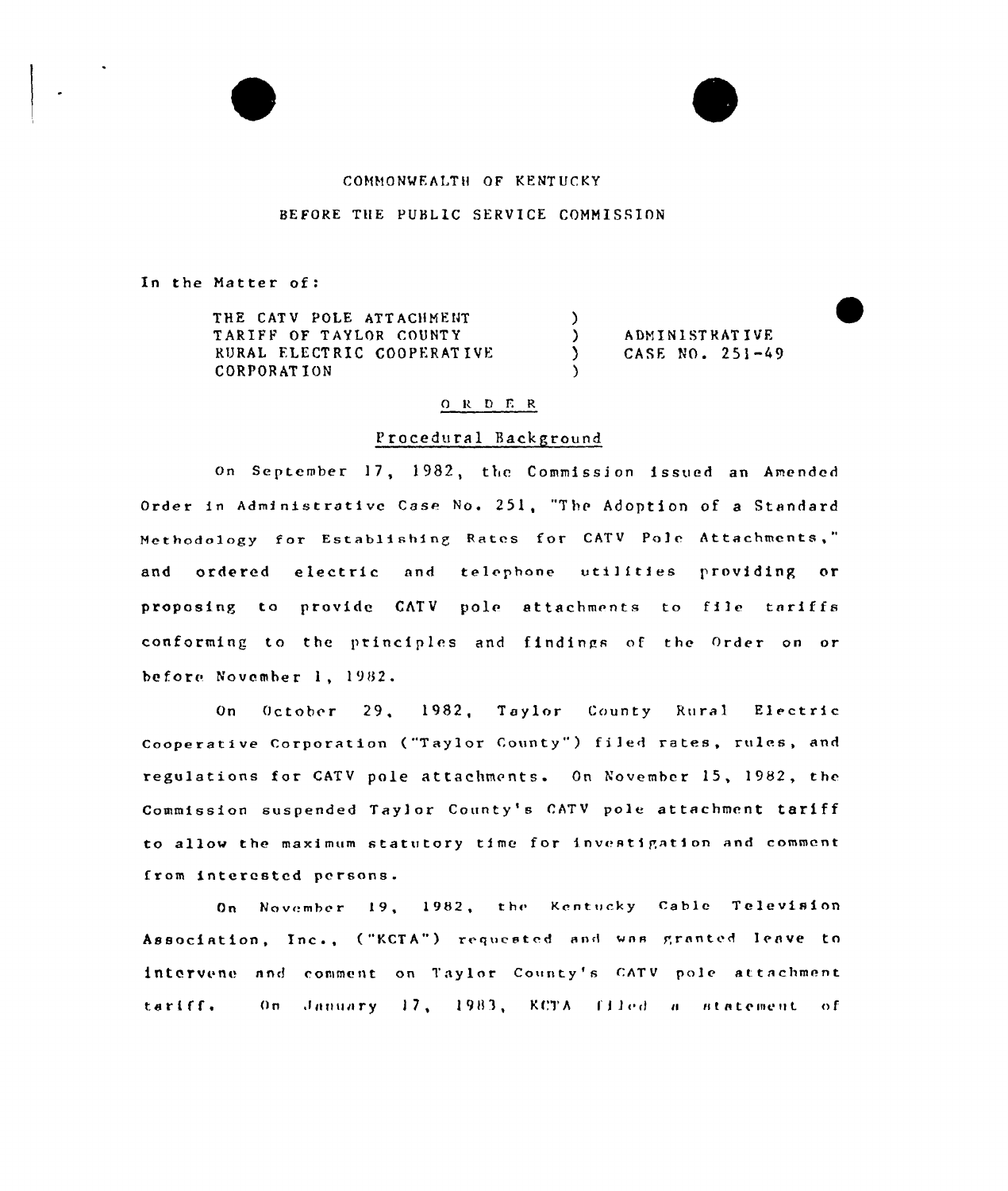COMMONWEALTH OF KENTUCKY

BEFORE THE PUBLIC SERVICE COMMISSION

In the Matter of:

| | | |
|---|---|---|
| THE CATV POLE ATTACHMENT TARIFF OF TAYLOR COUNTY RURAL ELECTRIC COOPERATIVE CORPORATION | ) | ADMINISTRATIVE CASE NO. 251-49 |

## O R D E R

### Procedural Background

On September 17, 1982, the Commission issued an Amended Order in Administrative Case No. 251, "The Adoption of a Standard Methodology for Establishing Rates for CATV Pole Attachments," and ordered electric and telephone utilities providing or proposing to provide CATV pole attachments to file tariffs conforming to the principles and findings of the Order on or before November 1, 1982.

On October 29, 1982, Taylor County Rural Electric Cooperative Corporation ("Taylor County") filed rates, rules, and regulations for CATV pole attachments. On November 15, 1982, the Commission suspended Taylor County's CATV pole attachment tariff to allow the maximum statutory time for investigation and comment from interested persons.

On November 19, 1982, the Kentucky Cable Television Association, Inc., ("KCTA") requested and was granted leave to intervene and comment on Taylor County's CATV pole attachment tariff. On January 17, 1983, KCTA filed a statement of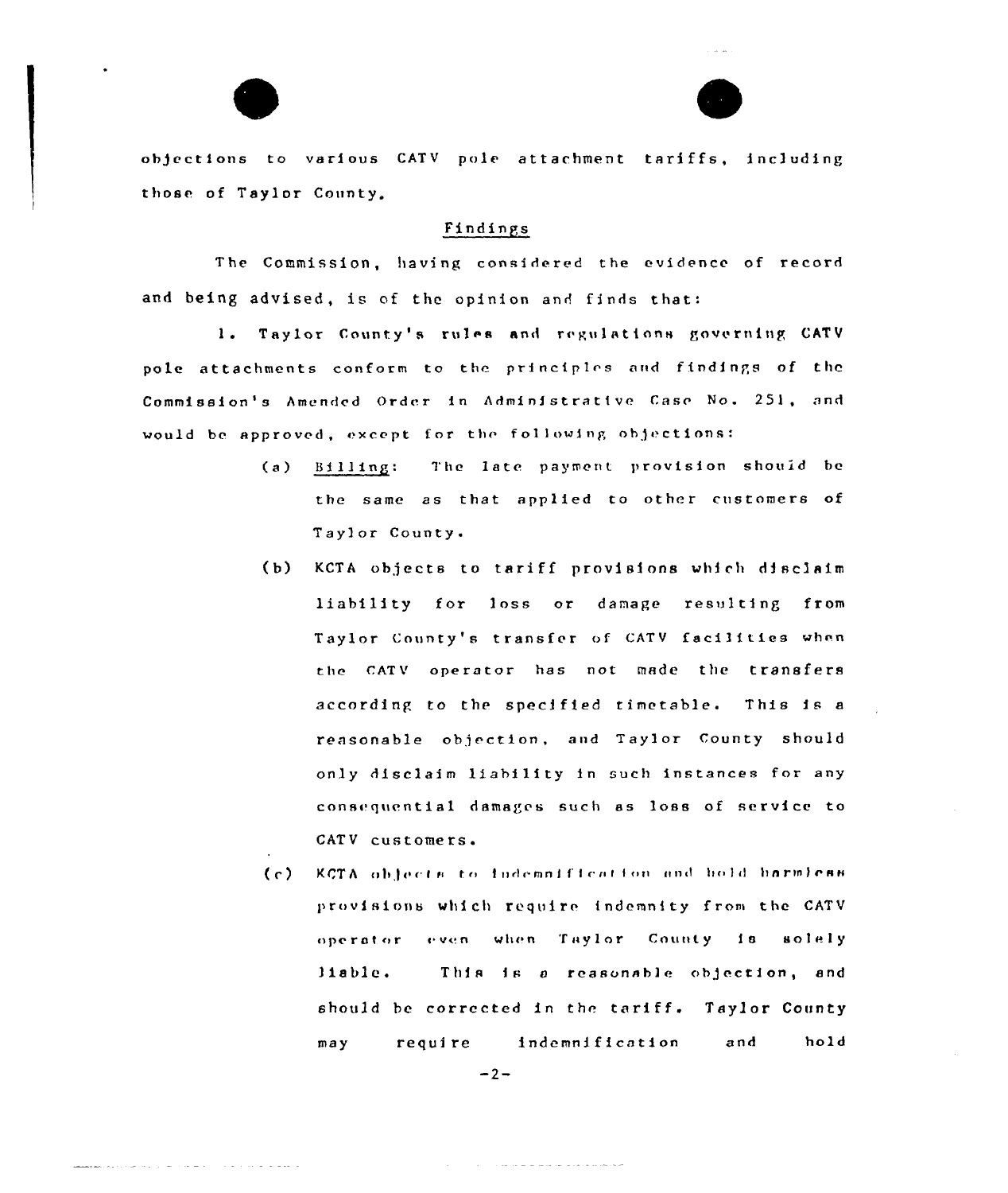objections to various CATV pole attachment tariffs, including those of Taylor County.

## Findings

The Commission, having considered the evidence of record and being advised, is of the opinion and finds that:

1. Taylor County's rules and regulations governing CATV pole attachments conform to the principles and findings of the Commission's Amended Order in Administrative Case No. 251, and would be approved, except for the following objections:

   (a) Billing: The late payment provision should be the same as that applied to other customers of Taylor County.

   (b) KCTA objects to tariff provisions which disclaim liability for loss or damage resulting from Taylor County's transfer of CATV facilities when the CATV operator has not made the transfers according to the specified timetable. This is a reasonable objection, and Taylor County should only disclaim liability in such instances for any consequential damages such as loss of service to CATV customers.

   (c) KCTA objects to indemnification and hold harmless provisions which require indemnity from the CATV operator even when Taylor County is solely liable. This is a reasonable objection, and should be corrected in the tariff. Taylor County may require indemnification and hold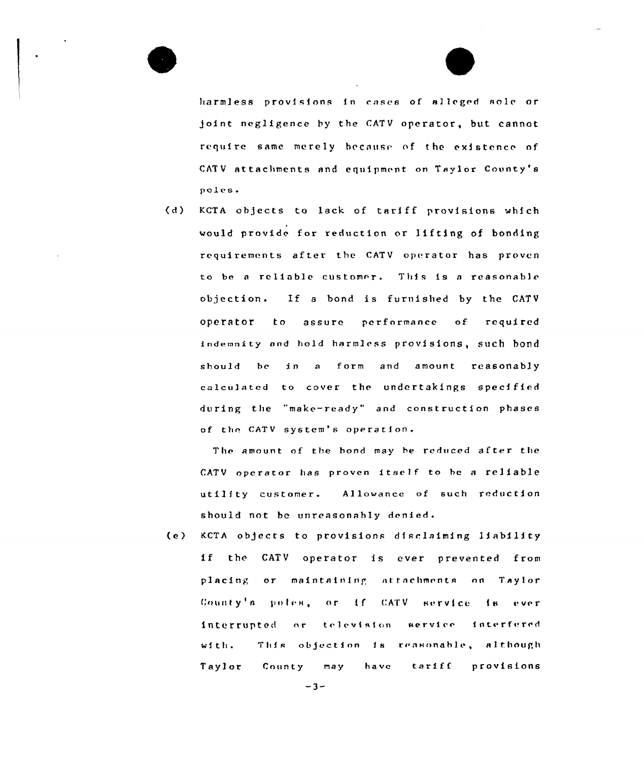harmless provisions in cases of alleged sole or joint negligence by the CATV operator, but cannot require same merely because of the existence of CATV attachments and equipment on Taylor County's poles.

(d) KCTA objects to lack of tariff provisions which would provide for reduction or lifting of bonding requirements after the CATV operator has proven to be a reliable customer. This is a reasonable objection. If a bond is furnished by the CATV operator to assure performance of required indemnity and hold harmless provisions, such bond should be in a form and amount reasonably calculated to cover the undertakings specified during the "make-ready" and construction phases of the CATV system's operation.

The amount of the bond may be reduced after the CATV operator has proven itself to be a reliable utility customer. Allowance of such reduction should not be unreasonably denied.

(e) KCTA objects to provisions disclaiming liability if the CATV operator is ever prevented from placing or maintaining attachments on Taylor County's poles, or if CATV service is ever interrupted or television service interfered with. This objection is reasonable, although Taylor County may have tariff provisions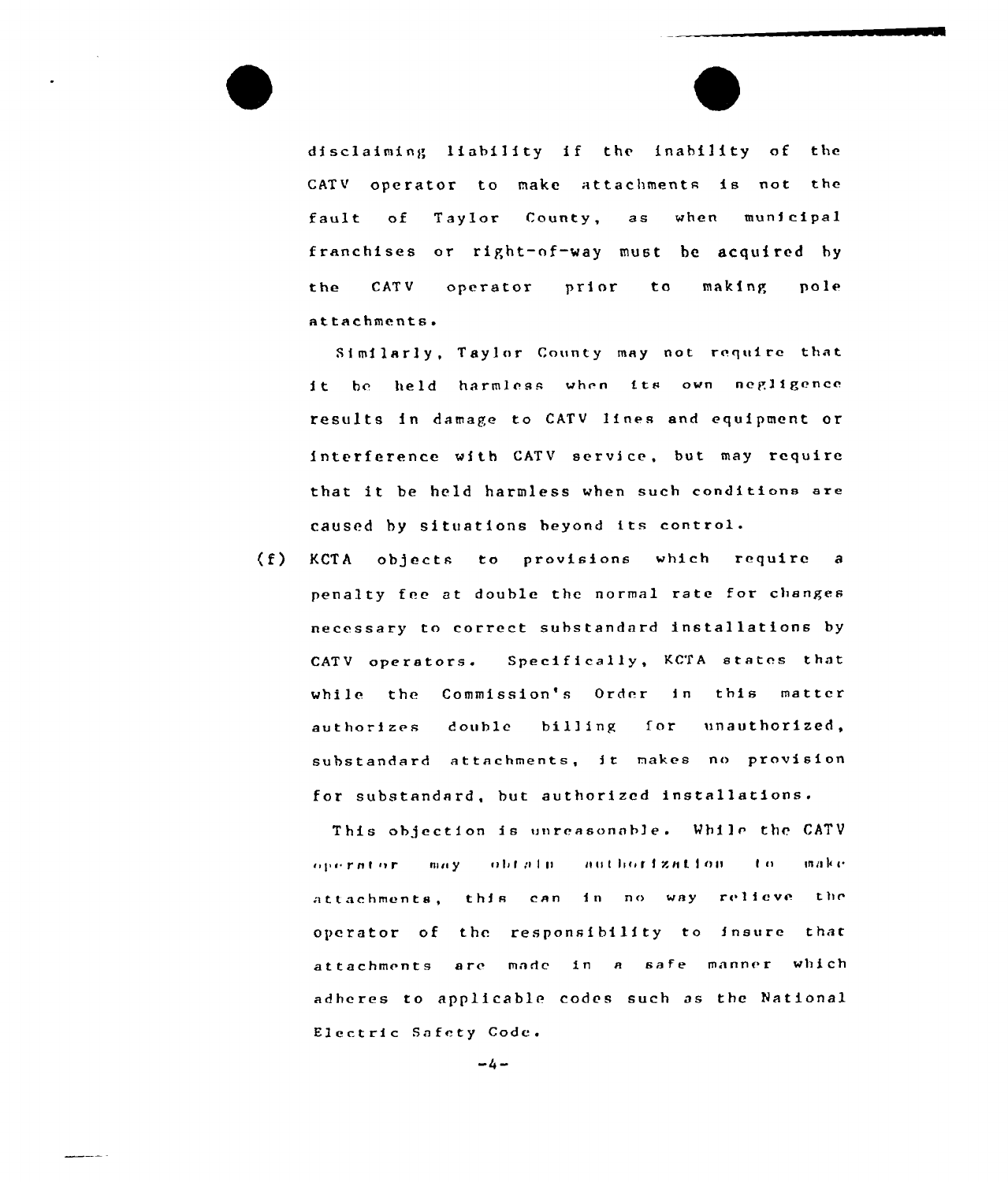disclaiming liability if the inability of the CATV operator to make attachments is not the fault of Taylor County, as when municipal franchises or right-of-way must be acquired by the CATV operator prior to making pole attachments.

Similarly, Taylor County may not require that it be held harmless when its own negligence results in damage to CATV lines and equipment or interference with CATV service, but may require that it be held harmless when such conditions are caused by situations beyond its control.

(f) KCTA objects to provisions which require a penalty fee at double the normal rate for changes necessary to correct substandard installations by CATV operators. Specifically, KCTA states that while the Commission's Order in this matter authorizes double billing for unauthorized, substandard attachments, it makes no provision for substandard, but authorized installations.

This objection is unreasonable. While the CATV operator may obtain authorization to make attachments, this can in no way relieve the operator of the responsibility to insure that attachments are made in a safe manner which adheres to applicable codes such as the National Electric Safety Code.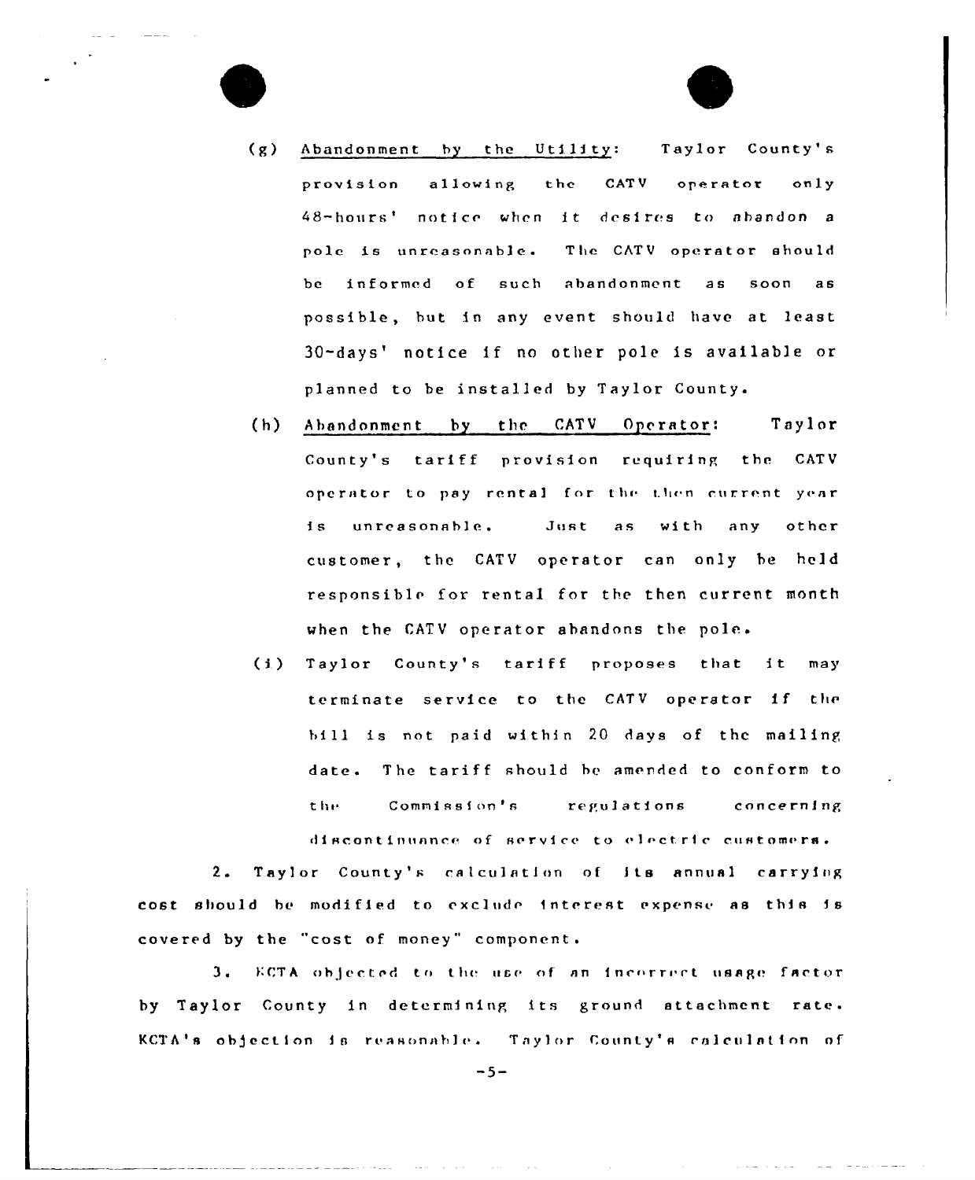(g) Abandonment by the Utility: Taylor County's provision allowing the CATV operator only 48-hours' notice when it desires to abandon a pole is unreasonable. The CATV operator should be informed of such abandonment as soon as possible, but in any event should have at least 30-days' notice if no other pole is available or planned to be installed by Taylor County.

(h) Abandonment by the CATV Operator: Taylor County's tariff provision requiring the CATV operator to pay rental for the then current year is unreasonable. Just as with any other customer, the CATV operator can only be held responsible for rental for the then current month when the CATV operator abandons the pole.

(i) Taylor County's tariff proposes that it may terminate service to the CATV operator if the bill is not paid within 20 days of the mailing date. The tariff should be amended to conform to the Commission's regulations concerning discontinuance of service to electric customers.

2. Taylor County's calculation of its annual carrying cost should be modified to exclude interest expense as this is covered by the "cost of money" component.

3. KCTA objected to the use of an incorrect usage factor by Taylor County in determining its ground attachment rate. KCTA's objection is reasonable. Taylor County's calculation of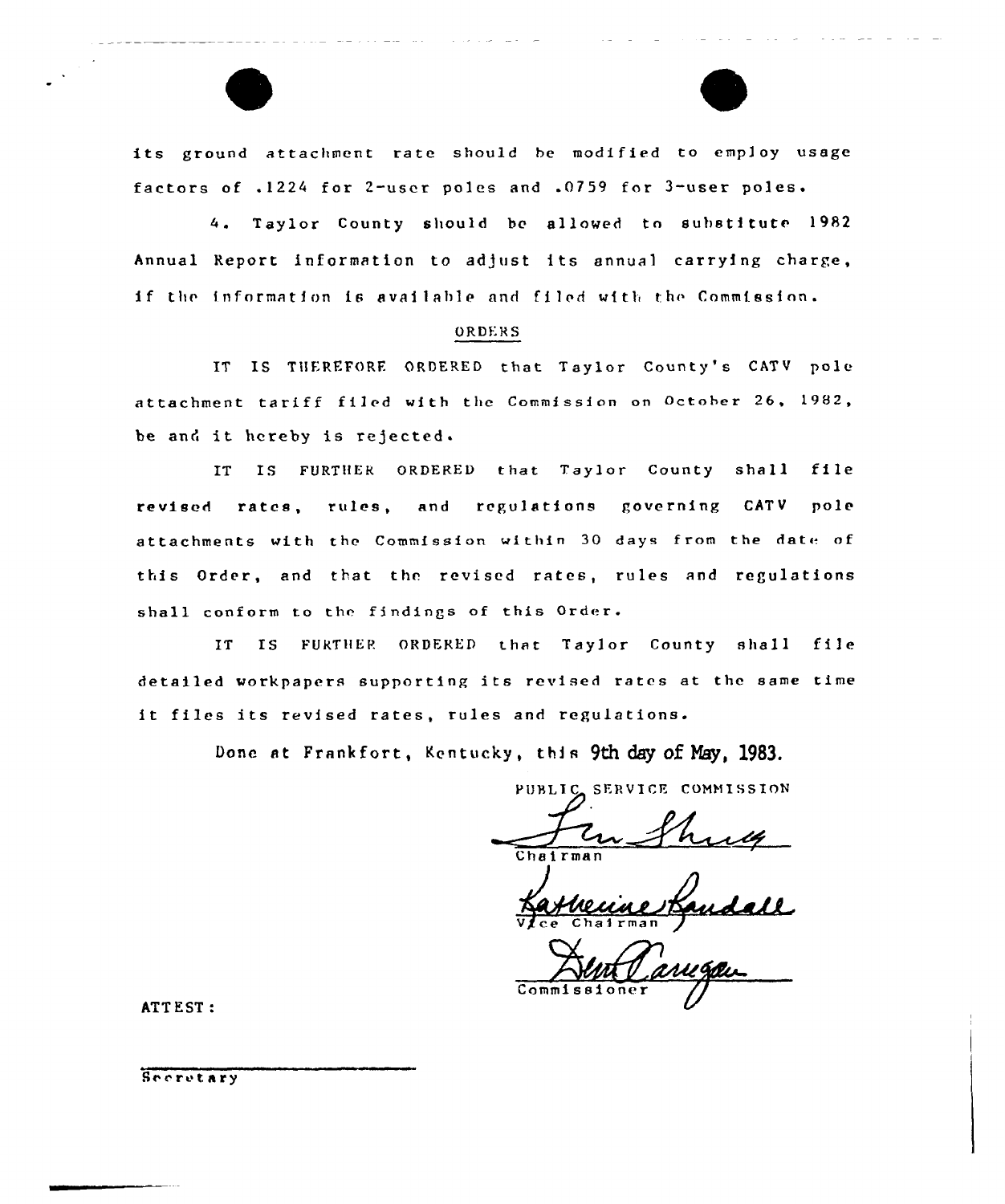its ground attachment rate should be modified to employ usage factors of .1224 for 2-user poles and .0759 for 3-user poles.

4. Taylor County should be allowed to substitute 1982 Annual Report information to adjust its annual carrying charge, if the information is available and filed with the Commission.

## ORDERS

IT IS THEREFORE ORDERED that Taylor County's CATV pole attachment tariff filed with the Commission on October 26, 1982, be and it hereby is rejected.

IT IS FURTHER ORDERED that Taylor County shall file revised rates, rules, and regulations governing CATV pole attachments with the Commission within 30 days from the date of this Order, and that the revised rates, rules and regulations shall conform to the findings of this Order.

IT IS FURTHER ORDERED that Taylor County shall file detailed workpapers supporting its revised rates at the same time it files its revised rates, rules and regulations.

Done at Frankfort, Kentucky, this 9th day of May, 1983.

PUBLIC SERVICE COMMISSION

Chairman

Vice Chairman

Commissioner

ATTEST:

Secretary